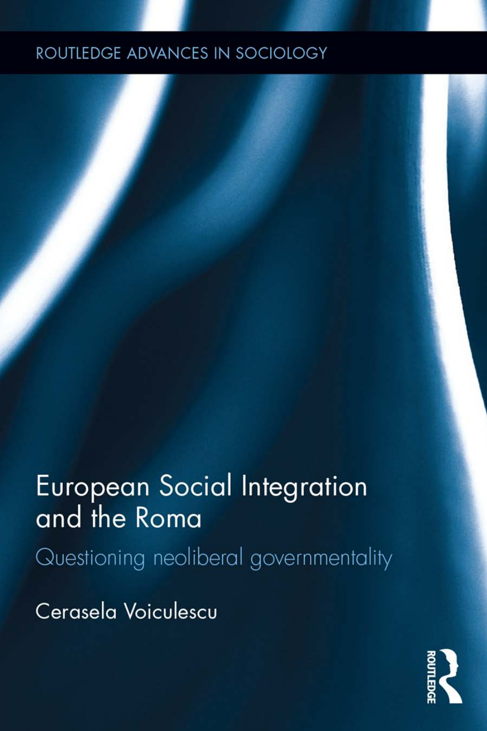ROUTLEDGE ADVANCES IN SOCIOLOGY

# European Social Integration and the Roma

## Questioning neoliberal governmentality

Cerasela Voiculescu

ROUTLEDGE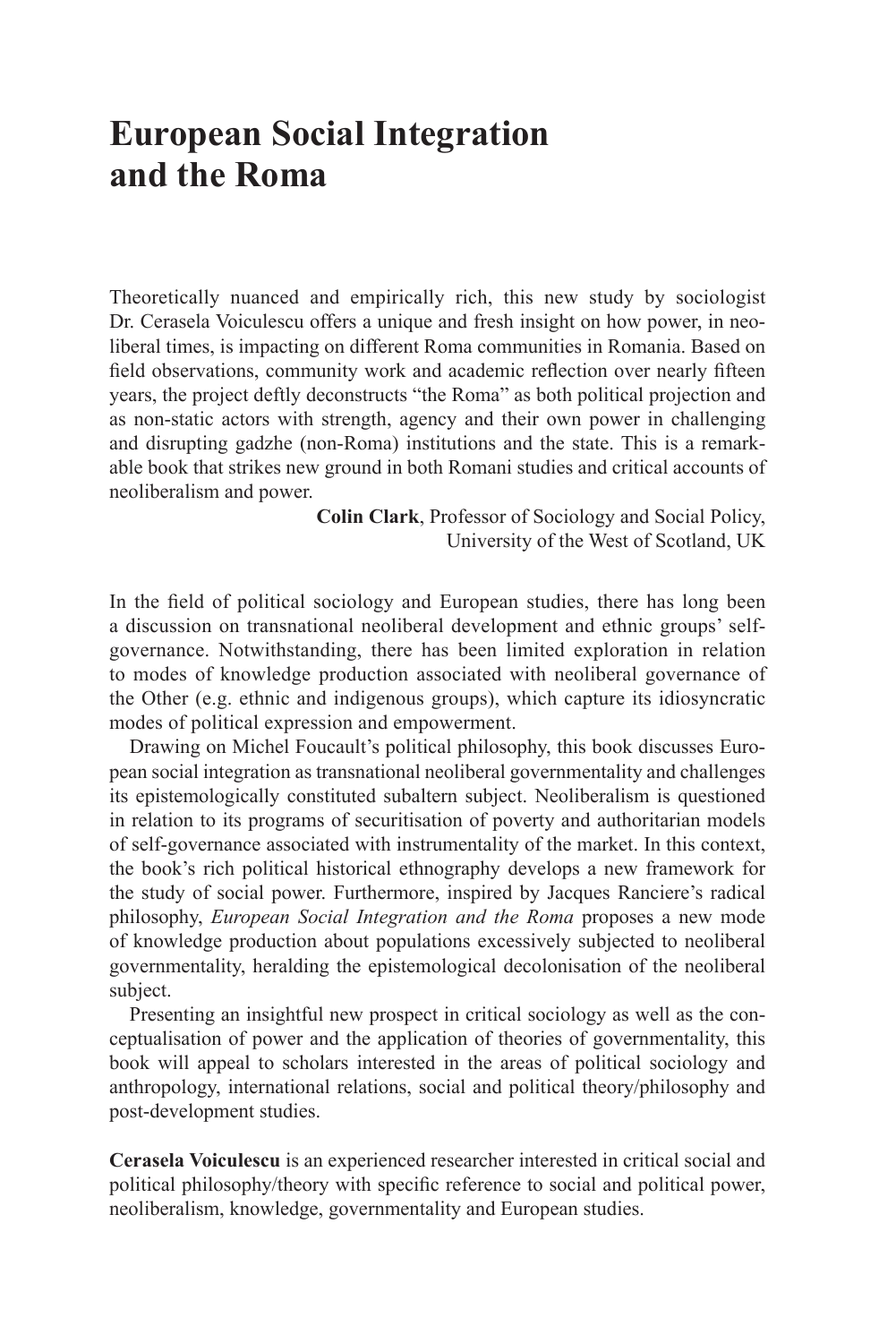# European Social Integration and the Roma

Theoretically nuanced and empirically rich, this new study by sociologist Dr. Cerasela Voiculescu offers a unique and fresh insight on how power, in neoliberal times, is impacting on different Roma communities in Romania. Based on field observations, community work and academic reflection over nearly fifteen years, the project deftly deconstructs "the Roma" as both political projection and as non-static actors with strength, agency and their own power in challenging and disrupting gadzhe (non-Roma) institutions and the state. This is a remarkable book that strikes new ground in both Romani studies and critical accounts of neoliberalism and power.

**Colin Clark**, Professor of Sociology and Social Policy, University of the West of Scotland, UK

In the field of political sociology and European studies, there has long been a discussion on transnational neoliberal development and ethnic groups' self-governance. Notwithstanding, there has been limited exploration in relation to modes of knowledge production associated with neoliberal governance of the Other (e.g. ethnic and indigenous groups), which capture its idiosyncratic modes of political expression and empowerment.

Drawing on Michel Foucault's political philosophy, this book discusses European social integration as transnational neoliberal governmentality and challenges its epistemologically constituted subaltern subject. Neoliberalism is questioned in relation to its programs of securitisation of poverty and authoritarian models of self-governance associated with instrumentality of the market. In this context, the book's rich political historical ethnography develops a new framework for the study of social power. Furthermore, inspired by Jacques Ranciere's radical philosophy, *European Social Integration and the Roma* proposes a new mode of knowledge production about populations excessively subjected to neoliberal governmentality, heralding the epistemological decolonisation of the neoliberal subject.

Presenting an insightful new prospect in critical sociology as well as the conceptualisation of power and the application of theories of governmentality, this book will appeal to scholars interested in the areas of political sociology and anthropology, international relations, social and political theory/philosophy and post-development studies.

**Cerasela Voiculescu** is an experienced researcher interested in critical social and political philosophy/theory with specific reference to social and political power, neoliberalism, knowledge, governmentality and European studies.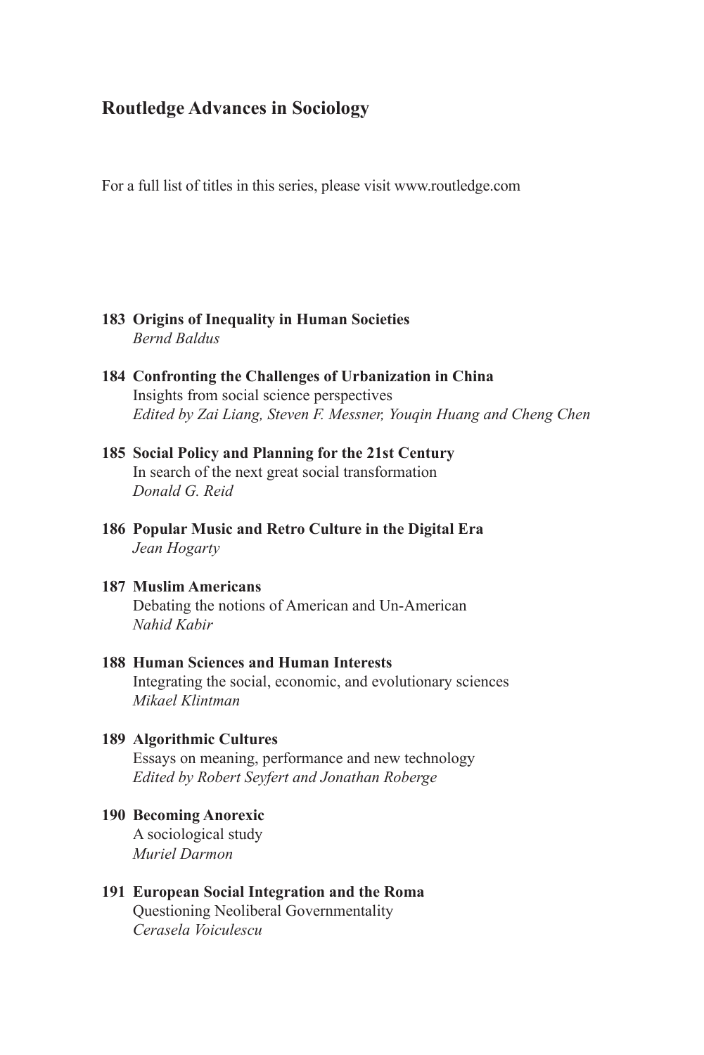## Routledge Advances in Sociology

For a full list of titles in this series, please visit www.routledge.com

**183 Origins of Inequality in Human Societies**
*Bernd Baldus*

**184 Confronting the Challenges of Urbanization in China**
Insights from social science perspectives
*Edited by Zai Liang, Steven F. Messner, Youqin Huang and Cheng Chen*

**185 Social Policy and Planning for the 21st Century**
In search of the next great social transformation
*Donald G. Reid*

**186 Popular Music and Retro Culture in the Digital Era**
*Jean Hogarty*

**187 Muslim Americans**
Debating the notions of American and Un-American
*Nahid Kabir*

**188 Human Sciences and Human Interests**
Integrating the social, economic, and evolutionary sciences
*Mikael Klintman*

**189 Algorithmic Cultures**
Essays on meaning, performance and new technology
*Edited by Robert Seyfert and Jonathan Roberge*

**190 Becoming Anorexic**
A sociological study
*Muriel Darmon*

**191 European Social Integration and the Roma**
Questioning Neoliberal Governmentality
*Cerasela Voiculescu*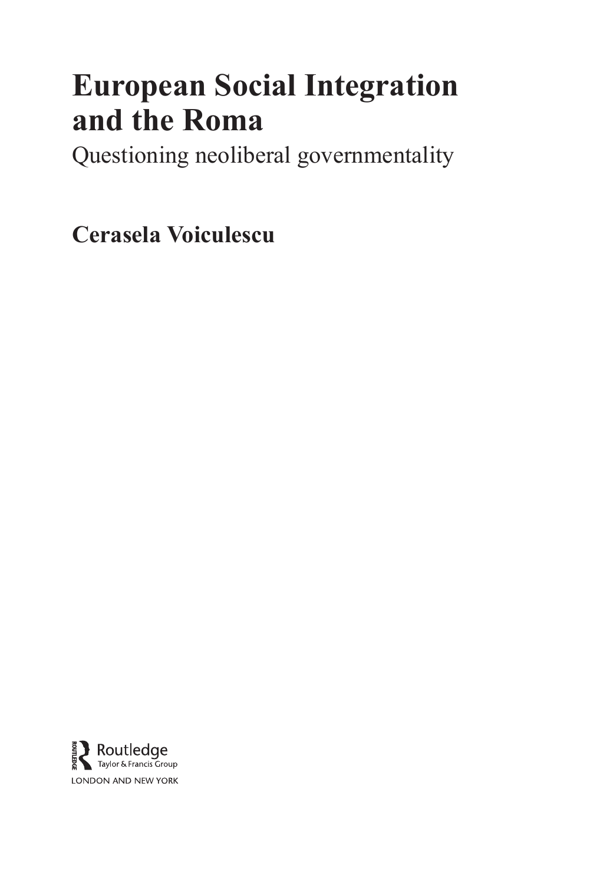# European Social Integration and the Roma

Questioning neoliberal governmentality

**Cerasela Voiculescu**

Routledge
Taylor & Francis Group
LONDON AND NEW YORK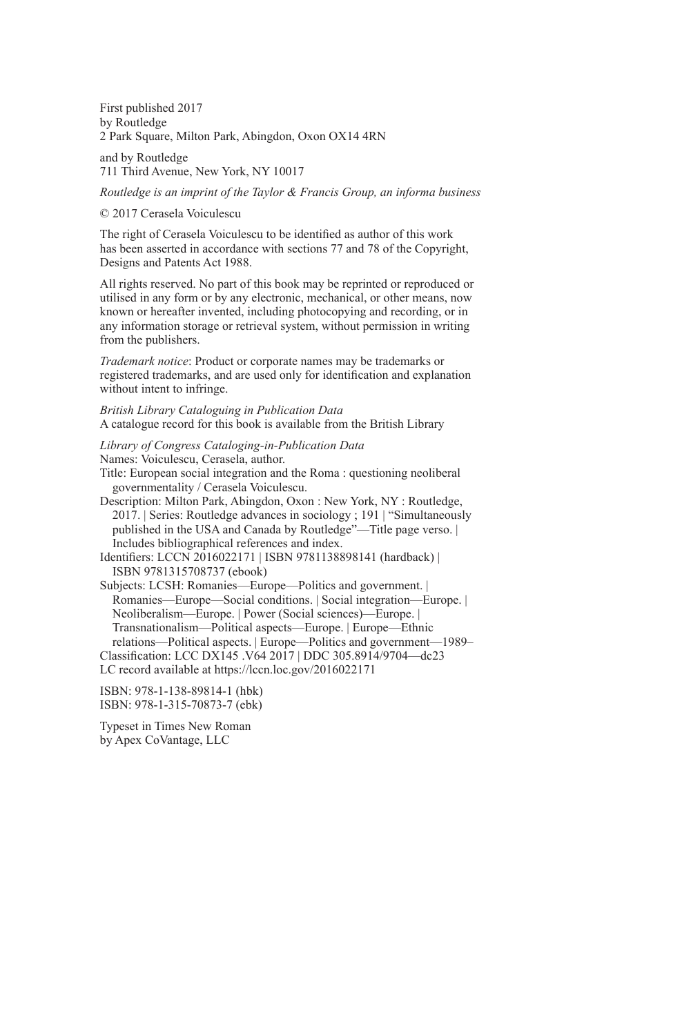First published 2017
by Routledge
2 Park Square, Milton Park, Abingdon, Oxon OX14 4RN

and by Routledge
711 Third Avenue, New York, NY 10017

*Routledge is an imprint of the Taylor & Francis Group, an informa business*

© 2017 Cerasela Voiculescu

The right of Cerasela Voiculescu to be identified as author of this work has been asserted in accordance with sections 77 and 78 of the Copyright, Designs and Patents Act 1988.

All rights reserved. No part of this book may be reprinted or reproduced or utilised in any form or by any electronic, mechanical, or other means, now known or hereafter invented, including photocopying and recording, or in any information storage or retrieval system, without permission in writing from the publishers.

*Trademark notice*: Product or corporate names may be trademarks or registered trademarks, and are used only for identification and explanation without intent to infringe.

*British Library Cataloguing in Publication Data*
A catalogue record for this book is available from the British Library

*Library of Congress Cataloging-in-Publication Data*
Names: Voiculescu, Cerasela, author.
Title: European social integration and the Roma : questioning neoliberal governmentality / Cerasela Voiculescu.
Description: Milton Park, Abingdon, Oxon : New York, NY : Routledge, 2017. | Series: Routledge advances in sociology ; 191 | "Simultaneously published in the USA and Canada by Routledge"—Title page verso. | Includes bibliographical references and index.
Identifiers: LCCN 2016022171 | ISBN 9781138898141 (hardback) | ISBN 9781315708737 (ebook)
Subjects: LCSH: Romanies—Europe—Politics and government. | Romanies—Europe—Social conditions. | Social integration—Europe. | Neoliberalism—Europe. | Power (Social sciences)—Europe. | Transnationalism—Political aspects—Europe. | Europe—Ethnic relations—Political aspects. | Europe—Politics and government—1989–
Classification: LCC DX145 .V64 2017 | DDC 305.8914/9704—dc23
LC record available at https://lccn.loc.gov/2016022171

ISBN: 978-1-138-89814-1 (hbk)
ISBN: 978-1-315-70873-7 (ebk)

Typeset in Times New Roman
by Apex CoVantage, LLC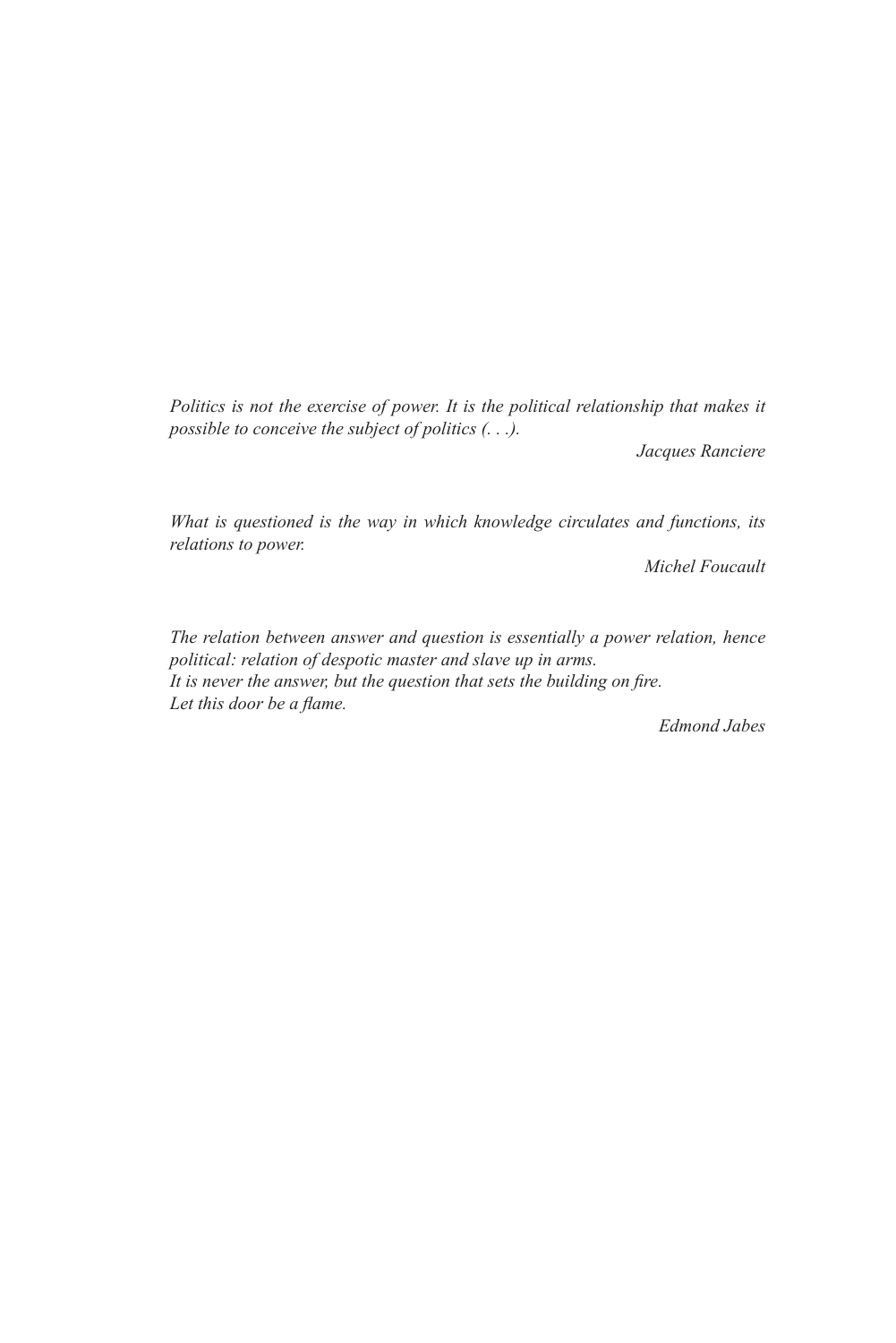*Politics is not the exercise of power. It is the political relationship that makes it possible to conceive the subject of politics (. . .).*

Jacques Ranciere

*What is questioned is the way in which knowledge circulates and functions, its relations to power.*

Michel Foucault

*The relation between answer and question is essentially a power relation, hence political: relation of despotic master and slave up in arms.*
*It is never the answer, but the question that sets the building on fire.*
*Let this door be a flame.*

Edmond Jabes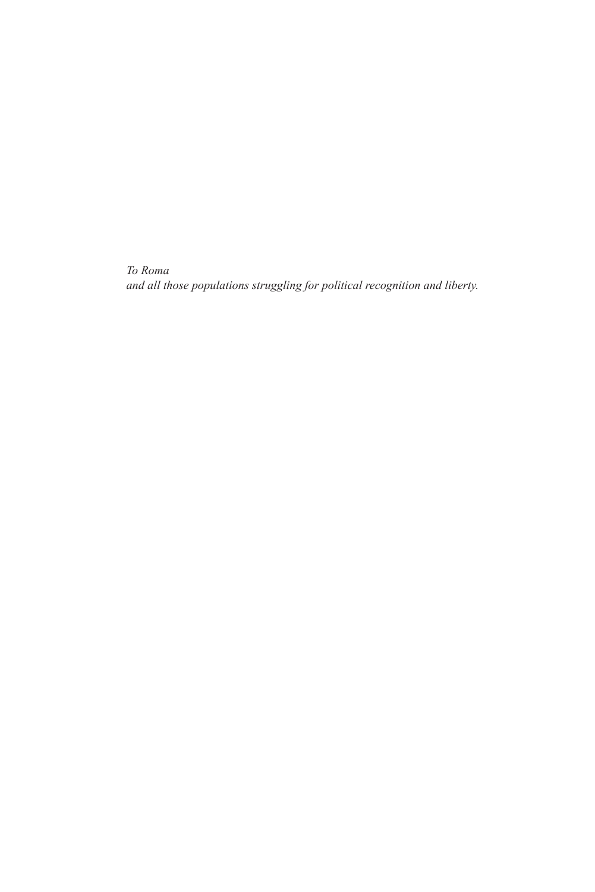*To Roma*
*and all those populations struggling for political recognition and liberty.*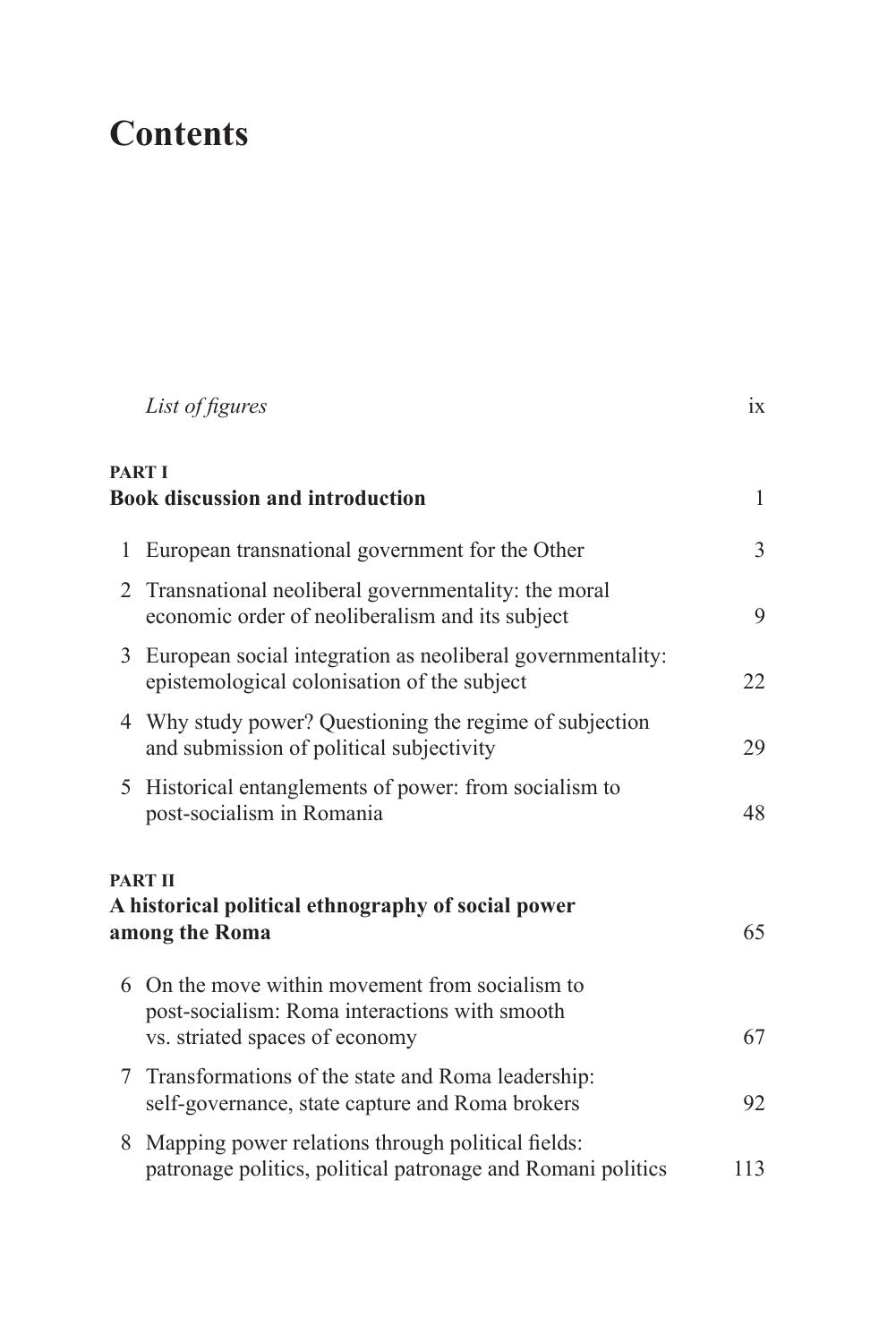# Contents

*List of figures* ix

**PART I**
**Book discussion and introduction** 1

1 European transnational government for the Other 3

2 Transnational neoliberal governmentality: the moral economic order of neoliberalism and its subject 9

3 European social integration as neoliberal governmentality: epistemological colonisation of the subject 22

4 Why study power? Questioning the regime of subjection and submission of political subjectivity 29

5 Historical entanglements of power: from socialism to post-socialism in Romania 48

**PART II**
**A historical political ethnography of social power among the Roma** 65

6 On the move within movement from socialism to post-socialism: Roma interactions with smooth vs. striated spaces of economy 67

7 Transformations of the state and Roma leadership: self-governance, state capture and Roma brokers 92

8 Mapping power relations through political fields: patronage politics, political patronage and Romani politics 113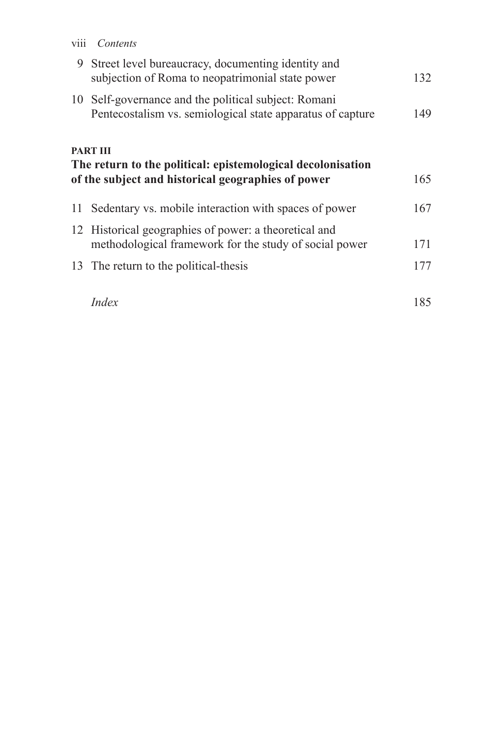| | | |
|---|---|---|
| 9 | Street level bureaucracy, documenting identity and subjection of Roma to neopatrimonial state power | 132 |
| 10 | Self-governance and the political subject: Romani Pentecostalism vs. semiological state apparatus of capture | 149 |

**PART III**

**The return to the political: epistemological decolonisation of the subject and historical geographies of power** 165

| | | |
|---|---|---|
| 11 | Sedentary vs. mobile interaction with spaces of power | 167 |
| 12 | Historical geographies of power: a theoretical and methodological framework for the study of social power | 171 |
| 13 | The return to the political-thesis | 177 |
| | *Index* | 185 |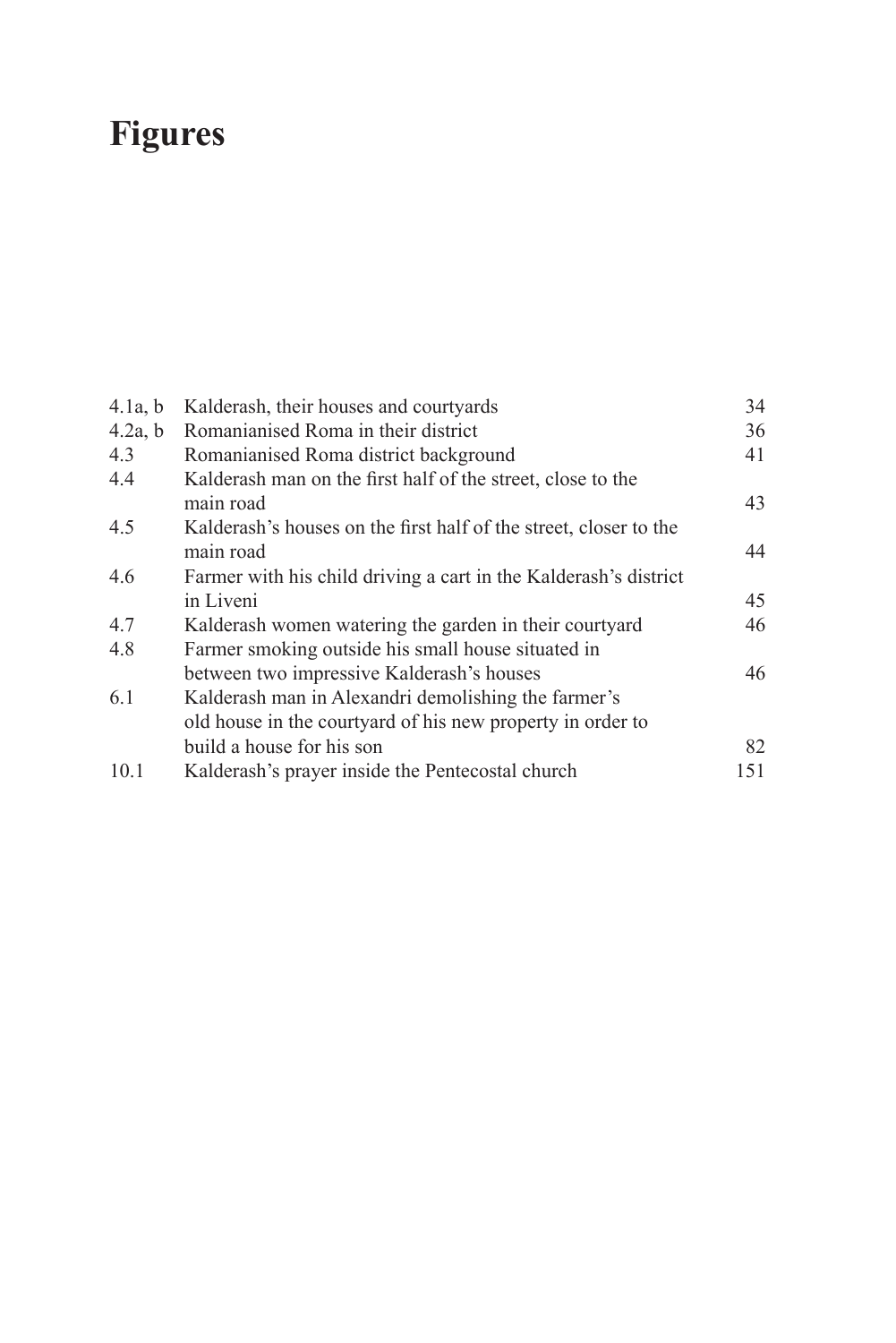# Figures

| | | |
|---|---|---|
| 4.1a, b | Kalderash, their houses and courtyards | 34 |
| 4.2a, b | Romanianised Roma in their district | 36 |
| 4.3 | Romanianised Roma district background | 41 |
| 4.4 | Kalderash man on the first half of the street, close to the main road | 43 |
| 4.5 | Kalderash's houses on the first half of the street, closer to the main road | 44 |
| 4.6 | Farmer with his child driving a cart in the Kalderash's district in Liveni | 45 |
| 4.7 | Kalderash women watering the garden in their courtyard | 46 |
| 4.8 | Farmer smoking outside his small house situated in between two impressive Kalderash's houses | 46 |
| 6.1 | Kalderash man in Alexandri demolishing the farmer's old house in the courtyard of his new property in order to build a house for his son | 82 |
| 10.1 | Kalderash's prayer inside the Pentecostal church | 151 |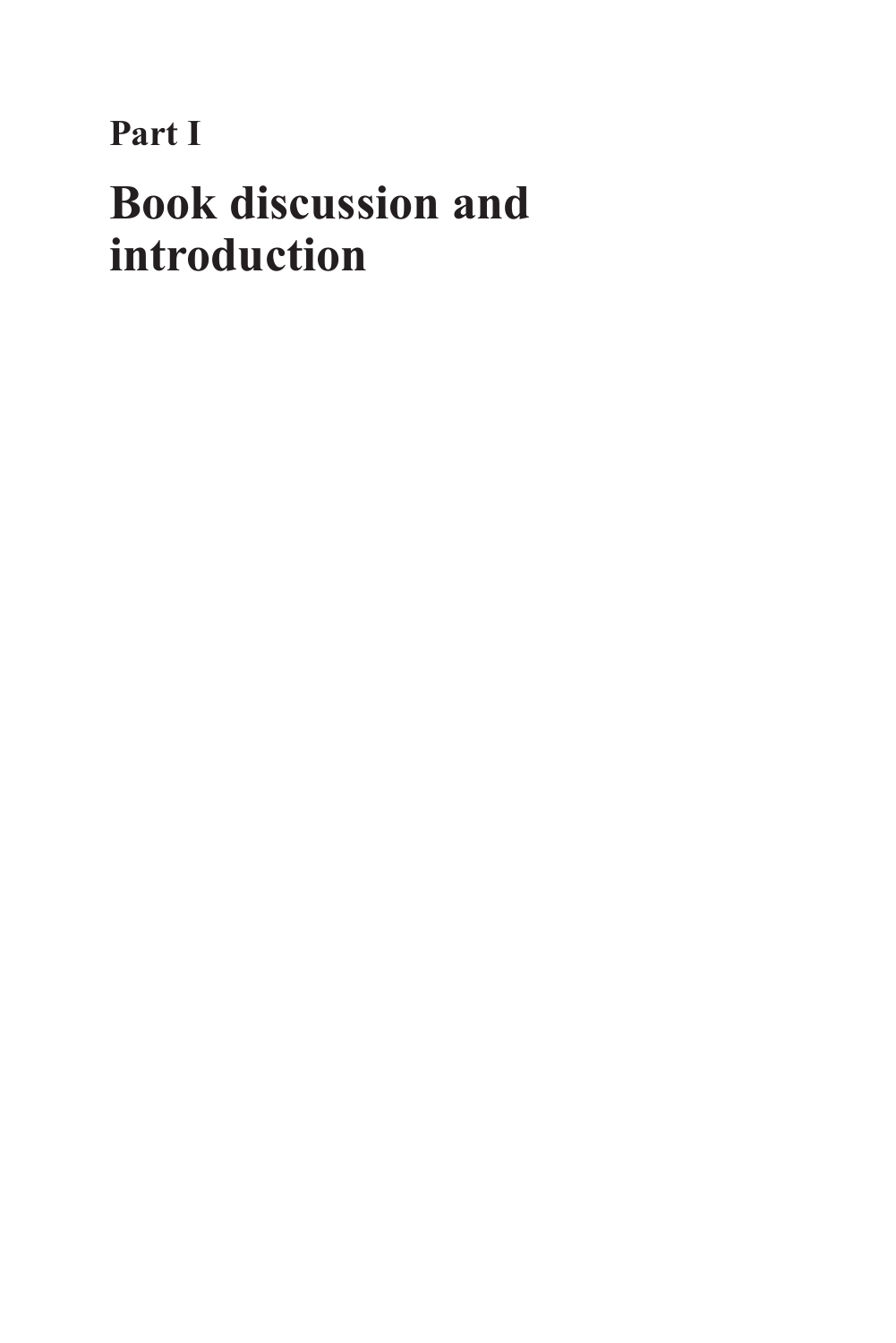# Part I

# Book discussion and introduction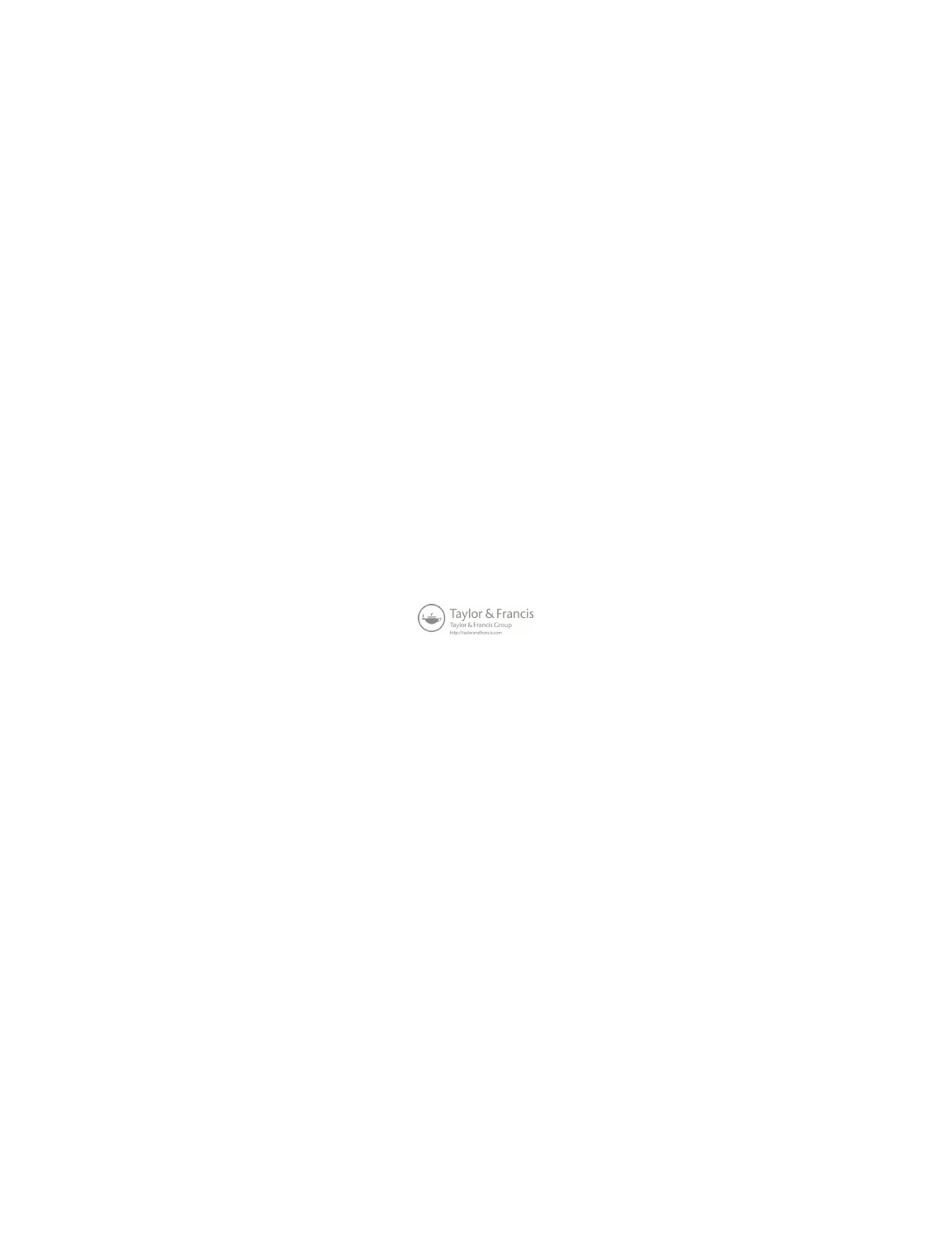Taylor & Francis
Taylor & Francis Group
http://taylorandfrancis.com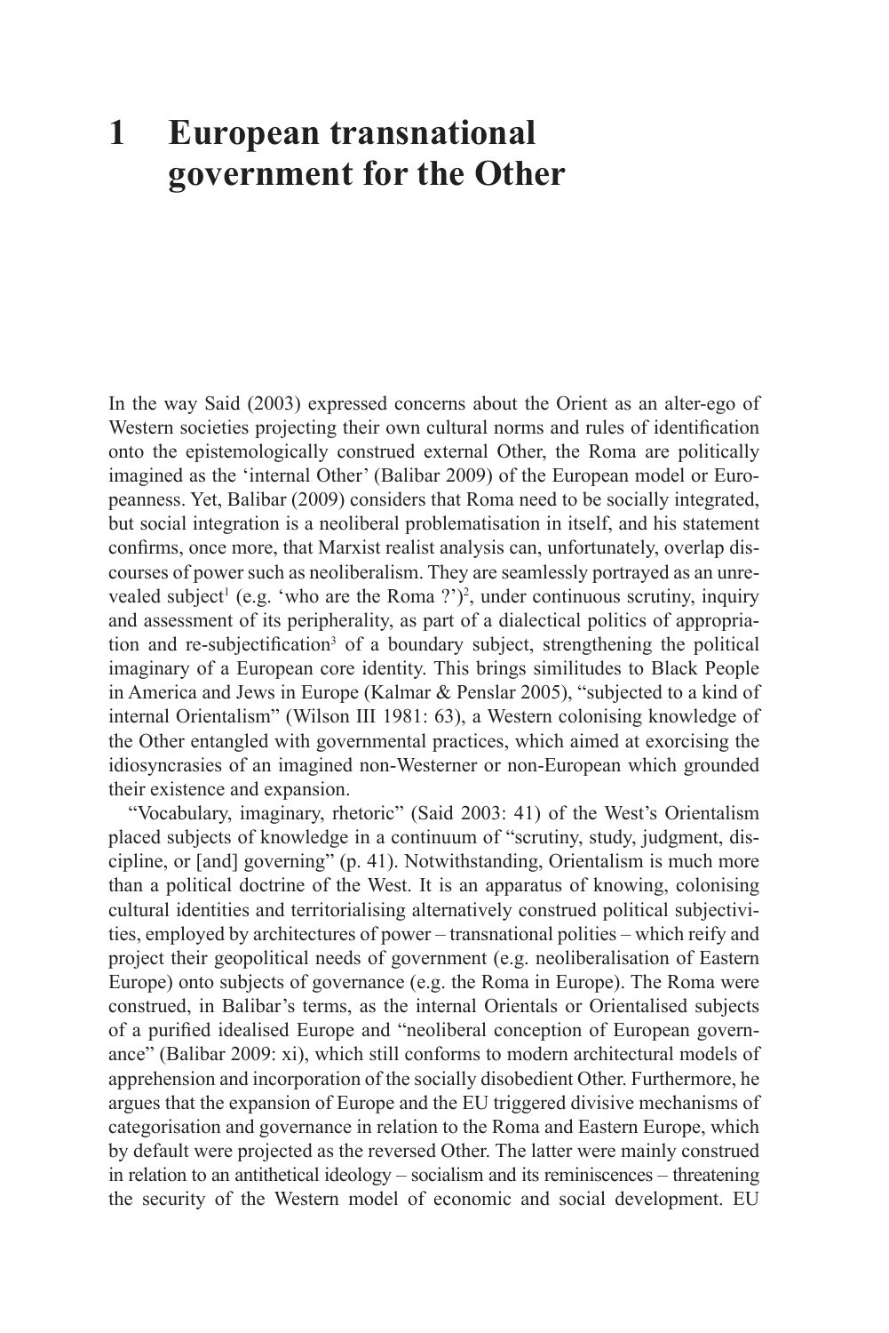# 1 European transnational government for the Other

In the way Said (2003) expressed concerns about the Orient as an alter-ego of Western societies projecting their own cultural norms and rules of identification onto the epistemologically construed external Other, the Roma are politically imagined as the 'internal Other' (Balibar 2009) of the European model or Europeanness. Yet, Balibar (2009) considers that Roma need to be socially integrated, but social integration is a neoliberal problematisation in itself, and his statement confirms, once more, that Marxist realist analysis can, unfortunately, overlap discourses of power such as neoliberalism. They are seamlessly portrayed as an unrevealed subject[1] (e.g. 'who are the Roma ?')[2], under continuous scrutiny, inquiry and assessment of its peripherality, as part of a dialectical politics of appropriation and re-subjectification[3] of a boundary subject, strengthening the political imaginary of a European core identity. This brings similitudes to Black People in America and Jews in Europe (Kalmar & Penslar 2005), "subjected to a kind of internal Orientalism" (Wilson III 1981: 63), a Western colonising knowledge of the Other entangled with governmental practices, which aimed at exorcising the idiosyncrasies of an imagined non-Westerner or non-European which grounded their existence and expansion.

"Vocabulary, imaginary, rhetoric" (Said 2003: 41) of the West's Orientalism placed subjects of knowledge in a continuum of "scrutiny, study, judgment, discipline, or [and] governing" (p. 41). Notwithstanding, Orientalism is much more than a political doctrine of the West. It is an apparatus of knowing, colonising cultural identities and territorialising alternatively construed political subjectivities, employed by architectures of power – transnational polities – which reify and project their geopolitical needs of government (e.g. neoliberalisation of Eastern Europe) onto subjects of governance (e.g. the Roma in Europe). The Roma were construed, in Balibar's terms, as the internal Orientals or Orientalised subjects of a purified idealised Europe and "neoliberal conception of European governance" (Balibar 2009: xi), which still conforms to modern architectural models of apprehension and incorporation of the socially disobedient Other. Furthermore, he argues that the expansion of Europe and the EU triggered divisive mechanisms of categorisation and governance in relation to the Roma and Eastern Europe, which by default were projected as the reversed Other. The latter were mainly construed in relation to an antithetical ideology – socialism and its reminiscences – threatening the security of the Western model of economic and social development. EU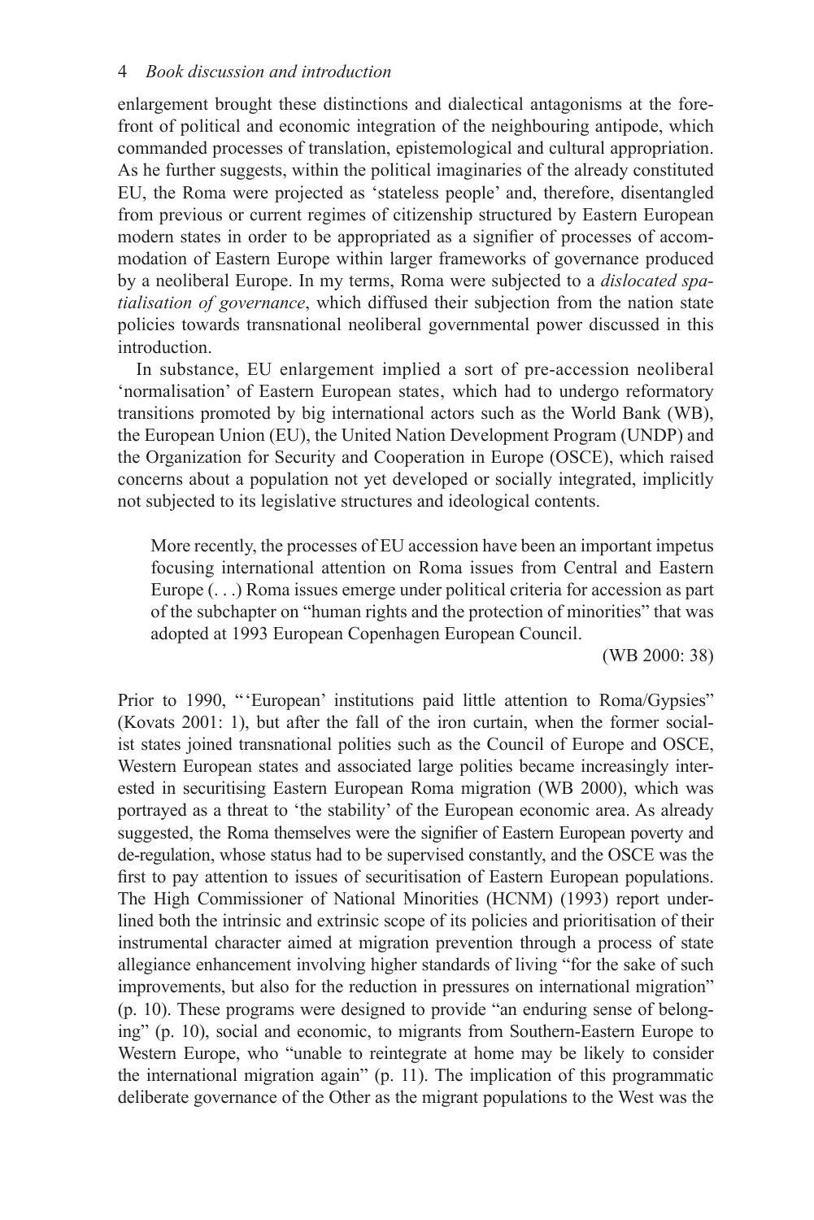enlargement brought these distinctions and dialectical antagonisms at the forefront of political and economic integration of the neighbouring antipode, which commanded processes of translation, epistemological and cultural appropriation. As he further suggests, within the political imaginaries of the already constituted EU, the Roma were projected as 'stateless people' and, therefore, disentangled from previous or current regimes of citizenship structured by Eastern European modern states in order to be appropriated as a signifier of processes of accommodation of Eastern Europe within larger frameworks of governance produced by a neoliberal Europe. In my terms, Roma were subjected to a *dislocated spatialisation of governance*, which diffused their subjection from the nation state policies towards transnational neoliberal governmental power discussed in this introduction.

In substance, EU enlargement implied a sort of pre-accession neoliberal 'normalisation' of Eastern European states, which had to undergo reformatory transitions promoted by big international actors such as the World Bank (WB), the European Union (EU), the United Nation Development Program (UNDP) and the Organization for Security and Cooperation in Europe (OSCE), which raised concerns about a population not yet developed or socially integrated, implicitly not subjected to its legislative structures and ideological contents.

> More recently, the processes of EU accession have been an important impetus focusing international attention on Roma issues from Central and Eastern Europe (. . .) Roma issues emerge under political criteria for accession as part of the subchapter on "human rights and the protection of minorities" that was adopted at 1993 European Copenhagen European Council.
>
> (WB 2000: 38)

Prior to 1990, "'European' institutions paid little attention to Roma/Gypsies" (Kovats 2001: 1), but after the fall of the iron curtain, when the former socialist states joined transnational polities such as the Council of Europe and OSCE, Western European states and associated large polities became increasingly interested in securitising Eastern European Roma migration (WB 2000), which was portrayed as a threat to 'the stability' of the European economic area. As already suggested, the Roma themselves were the signifier of Eastern European poverty and de-regulation, whose status had to be supervised constantly, and the OSCE was the first to pay attention to issues of securitisation of Eastern European populations. The High Commissioner of National Minorities (HCNM) (1993) report underlined both the intrinsic and extrinsic scope of its policies and prioritisation of their instrumental character aimed at migration prevention through a process of state allegiance enhancement involving higher standards of living "for the sake of such improvements, but also for the reduction in pressures on international migration" (p. 10). These programs were designed to provide "an enduring sense of belonging" (p. 10), social and economic, to migrants from Southern-Eastern Europe to Western Europe, who "unable to reintegrate at home may be likely to consider the international migration again" (p. 11). The implication of this programmatic deliberate governance of the Other as the migrant populations to the West was the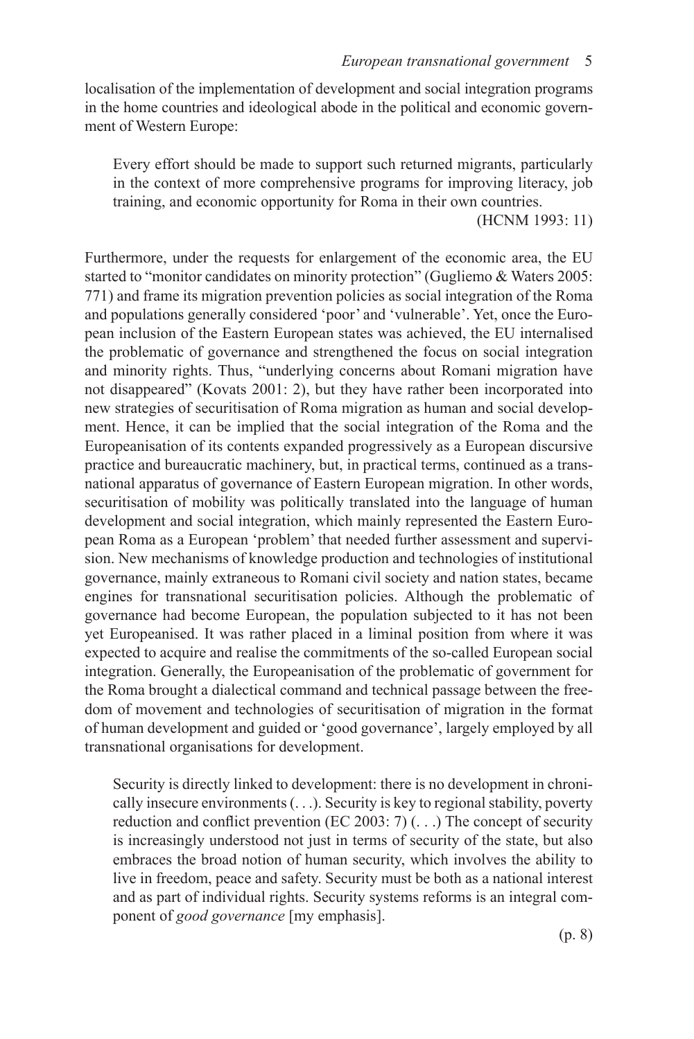localisation of the implementation of development and social integration programs in the home countries and ideological abode in the political and economic government of Western Europe:

> Every effort should be made to support such returned migrants, particularly in the context of more comprehensive programs for improving literacy, job training, and economic opportunity for Roma in their own countries.
>
> (HCNM 1993: 11)

Furthermore, under the requests for enlargement of the economic area, the EU started to "monitor candidates on minority protection" (Gugliemo & Waters 2005: 771) and frame its migration prevention policies as social integration of the Roma and populations generally considered 'poor' and 'vulnerable'. Yet, once the European inclusion of the Eastern European states was achieved, the EU internalised the problematic of governance and strengthened the focus on social integration and minority rights. Thus, "underlying concerns about Romani migration have not disappeared" (Kovats 2001: 2), but they have rather been incorporated into new strategies of securitisation of Roma migration as human and social development. Hence, it can be implied that the social integration of the Roma and the Europeanisation of its contents expanded progressively as a European discursive practice and bureaucratic machinery, but, in practical terms, continued as a transnational apparatus of governance of Eastern European migration. In other words, securitisation of mobility was politically translated into the language of human development and social integration, which mainly represented the Eastern European Roma as a European 'problem' that needed further assessment and supervision. New mechanisms of knowledge production and technologies of institutional governance, mainly extraneous to Romani civil society and nation states, became engines for transnational securitisation policies. Although the problematic of governance had become European, the population subjected to it has not been yet Europeanised. It was rather placed in a liminal position from where it was expected to acquire and realise the commitments of the so-called European social integration. Generally, the Europeanisation of the problematic of government for the Roma brought a dialectical command and technical passage between the freedom of movement and technologies of securitisation of migration in the format of human development and guided or 'good governance', largely employed by all transnational organisations for development.

> Security is directly linked to development: there is no development in chronically insecure environments (. . .). Security is key to regional stability, poverty reduction and conflict prevention (EC 2003: 7) (. . .) The concept of security is increasingly understood not just in terms of security of the state, but also embraces the broad notion of human security, which involves the ability to live in freedom, peace and safety. Security must be both as a national interest and as part of individual rights. Security systems reforms is an integral component of *good governance* [my emphasis].
>
> (p. 8)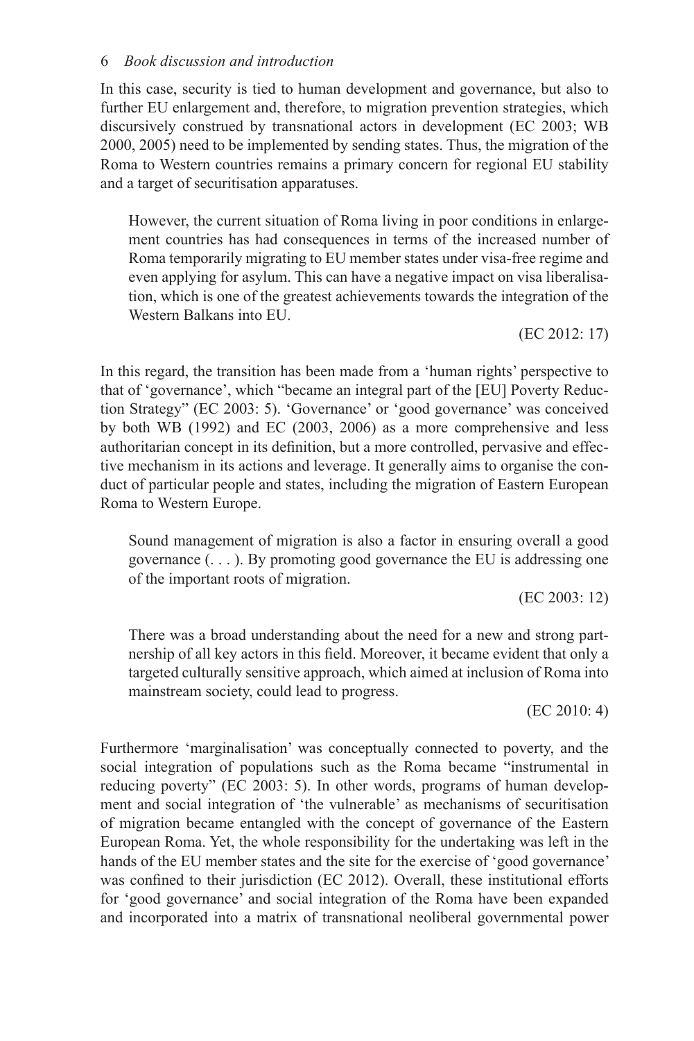In this case, security is tied to human development and governance, but also to further EU enlargement and, therefore, to migration prevention strategies, which discursively construed by transnational actors in development (EC 2003; WB 2000, 2005) need to be implemented by sending states. Thus, the migration of the Roma to Western countries remains a primary concern for regional EU stability and a target of securitisation apparatuses.

> However, the current situation of Roma living in poor conditions in enlargement countries has had consequences in terms of the increased number of Roma temporarily migrating to EU member states under visa-free regime and even applying for asylum. This can have a negative impact on visa liberalisation, which is one of the greatest achievements towards the integration of the Western Balkans into EU.
>
> (EC 2012: 17)

In this regard, the transition has been made from a 'human rights' perspective to that of 'governance', which "became an integral part of the [EU] Poverty Reduction Strategy" (EC 2003: 5). 'Governance' or 'good governance' was conceived by both WB (1992) and EC (2003, 2006) as a more comprehensive and less authoritarian concept in its definition, but a more controlled, pervasive and effective mechanism in its actions and leverage. It generally aims to organise the conduct of particular people and states, including the migration of Eastern European Roma to Western Europe.

> Sound management of migration is also a factor in ensuring overall a good governance (. . . ). By promoting good governance the EU is addressing one of the important roots of migration.
>
> (EC 2003: 12)

> There was a broad understanding about the need for a new and strong partnership of all key actors in this field. Moreover, it became evident that only a targeted culturally sensitive approach, which aimed at inclusion of Roma into mainstream society, could lead to progress.
>
> (EC 2010: 4)

Furthermore 'marginalisation' was conceptually connected to poverty, and the social integration of populations such as the Roma became "instrumental in reducing poverty" (EC 2003: 5). In other words, programs of human development and social integration of 'the vulnerable' as mechanisms of securitisation of migration became entangled with the concept of governance of the Eastern European Roma. Yet, the whole responsibility for the undertaking was left in the hands of the EU member states and the site for the exercise of 'good governance' was confined to their jurisdiction (EC 2012). Overall, these institutional efforts for 'good governance' and social integration of the Roma have been expanded and incorporated into a matrix of transnational neoliberal governmental power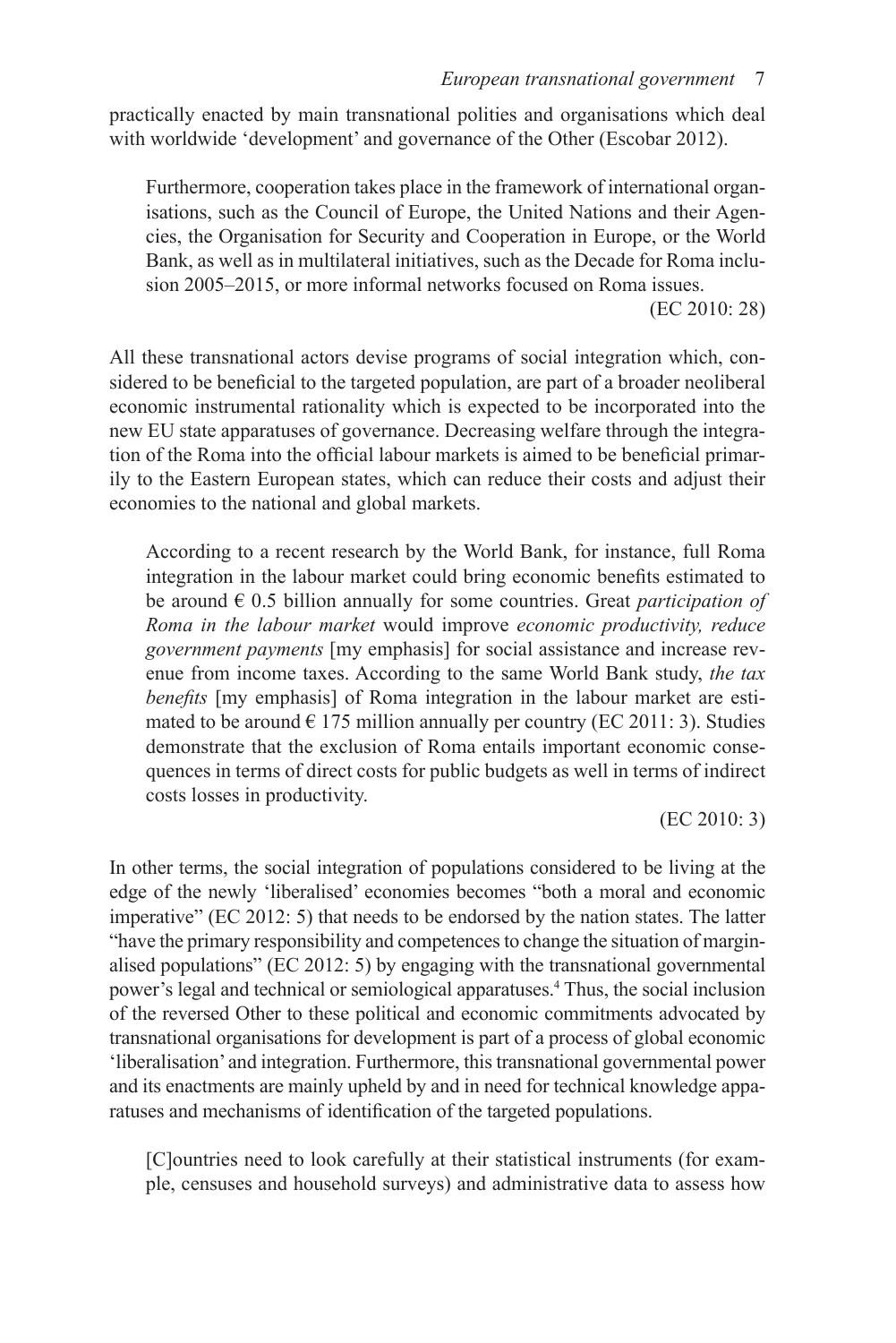practically enacted by main transnational polities and organisations which deal with worldwide 'development' and governance of the Other (Escobar 2012).

> Furthermore, cooperation takes place in the framework of international organisations, such as the Council of Europe, the United Nations and their Agencies, the Organisation for Security and Cooperation in Europe, or the World Bank, as well as in multilateral initiatives, such as the Decade for Roma inclusion 2005–2015, or more informal networks focused on Roma issues.
>
> (EC 2010: 28)

All these transnational actors devise programs of social integration which, considered to be beneficial to the targeted population, are part of a broader neoliberal economic instrumental rationality which is expected to be incorporated into the new EU state apparatuses of governance. Decreasing welfare through the integration of the Roma into the official labour markets is aimed to be beneficial primarily to the Eastern European states, which can reduce their costs and adjust their economies to the national and global markets.

> According to a recent research by the World Bank, for instance, full Roma integration in the labour market could bring economic benefits estimated to be around € 0.5 billion annually for some countries. Great *participation of Roma in the labour market* would improve *economic productivity, reduce government payments* [my emphasis] for social assistance and increase revenue from income taxes. According to the same World Bank study, *the tax benefits* [my emphasis] of Roma integration in the labour market are estimated to be around € 175 million annually per country (EC 2011: 3). Studies demonstrate that the exclusion of Roma entails important economic consequences in terms of direct costs for public budgets as well in terms of indirect costs losses in productivity.
>
> (EC 2010: 3)

In other terms, the social integration of populations considered to be living at the edge of the newly 'liberalised' economies becomes "both a moral and economic imperative" (EC 2012: 5) that needs to be endorsed by the nation states. The latter "have the primary responsibility and competences to change the situation of marginalised populations" (EC 2012: 5) by engaging with the transnational governmental power's legal and technical or semiological apparatuses.[4] Thus, the social inclusion of the reversed Other to these political and economic commitments advocated by transnational organisations for development is part of a process of global economic 'liberalisation' and integration. Furthermore, this transnational governmental power and its enactments are mainly upheld by and in need for technical knowledge apparatuses and mechanisms of identification of the targeted populations.

> [C]ountries need to look carefully at their statistical instruments (for example, censuses and household surveys) and administrative data to assess how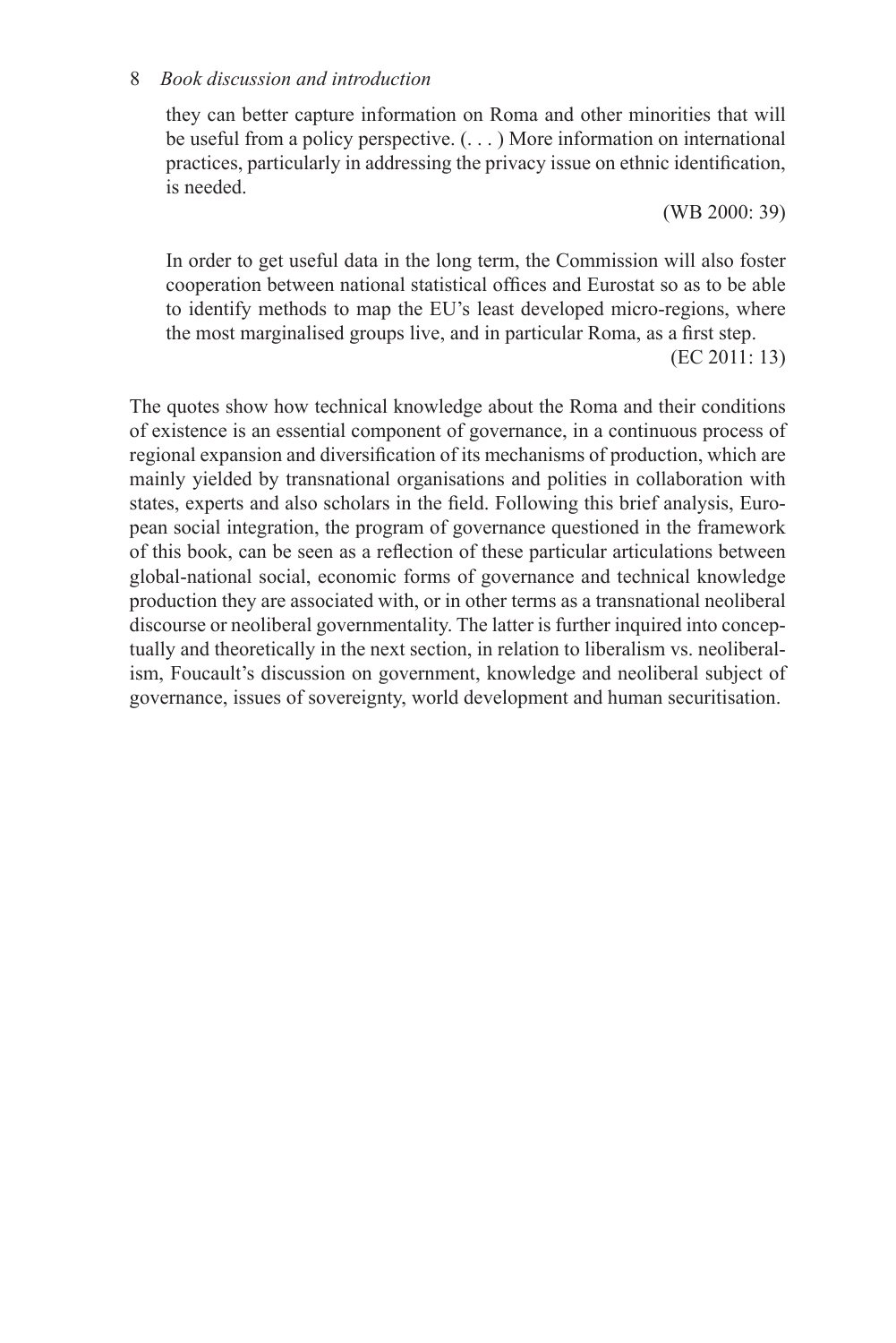> they can better capture information on Roma and other minorities that will be useful from a policy perspective. (. . . ) More information on international practices, particularly in addressing the privacy issue on ethnic identification, is needed.
>
> (WB 2000: 39)

> In order to get useful data in the long term, the Commission will also foster cooperation between national statistical offices and Eurostat so as to be able to identify methods to map the EU's least developed micro-regions, where the most marginalised groups live, and in particular Roma, as a first step.
>
> (EC 2011: 13)

The quotes show how technical knowledge about the Roma and their conditions of existence is an essential component of governance, in a continuous process of regional expansion and diversification of its mechanisms of production, which are mainly yielded by transnational organisations and polities in collaboration with states, experts and also scholars in the field. Following this brief analysis, European social integration, the program of governance questioned in the framework of this book, can be seen as a reflection of these particular articulations between global-national social, economic forms of governance and technical knowledge production they are associated with, or in other terms as a transnational neoliberal discourse or neoliberal governmentality. The latter is further inquired into conceptually and theoretically in the next section, in relation to liberalism vs. neoliberalism, Foucault's discussion on government, knowledge and neoliberal subject of governance, issues of sovereignty, world development and human securitisation.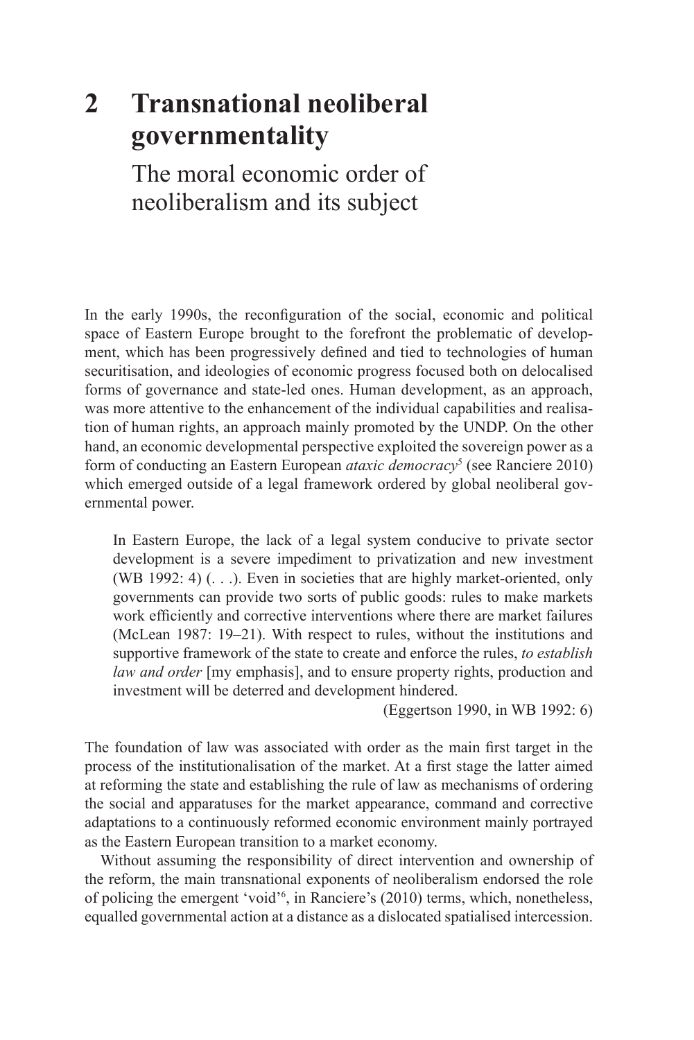# 2 Transnational neoliberal governmentality

## The moral economic order of neoliberalism and its subject

In the early 1990s, the reconfiguration of the social, economic and political space of Eastern Europe brought to the forefront the problematic of development, which has been progressively defined and tied to technologies of human securitisation, and ideologies of economic progress focused both on delocalised forms of governance and state-led ones. Human development, as an approach, was more attentive to the enhancement of the individual capabilities and realisation of human rights, an approach mainly promoted by the UNDP. On the other hand, an economic developmental perspective exploited the sovereign power as a form of conducting an Eastern European *ataxic democracy*[5] (see Ranciere 2010) which emerged outside of a legal framework ordered by global neoliberal governmental power.

> In Eastern Europe, the lack of a legal system conducive to private sector development is a severe impediment to privatization and new investment (WB 1992: 4) (. . .). Even in societies that are highly market-oriented, only governments can provide two sorts of public goods: rules to make markets work efficiently and corrective interventions where there are market failures (McLean 1987: 19–21). With respect to rules, without the institutions and supportive framework of the state to create and enforce the rules, *to establish law and order* [my emphasis], and to ensure property rights, production and investment will be deterred and development hindered.
>
> (Eggertson 1990, in WB 1992: 6)

The foundation of law was associated with order as the main first target in the process of the institutionalisation of the market. At a first stage the latter aimed at reforming the state and establishing the rule of law as mechanisms of ordering the social and apparatuses for the market appearance, command and corrective adaptations to a continuously reformed economic environment mainly portrayed as the Eastern European transition to a market economy.

Without assuming the responsibility of direct intervention and ownership of the reform, the main transnational exponents of neoliberalism endorsed the role of policing the emergent 'void'[6], in Ranciere's (2010) terms, which, nonetheless, equalled governmental action at a distance as a dislocated spatialised intercession.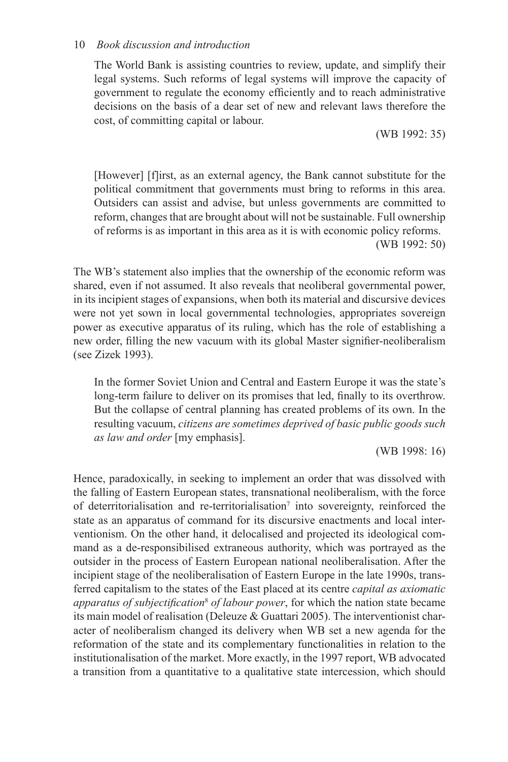> The World Bank is assisting countries to review, update, and simplify their legal systems. Such reforms of legal systems will improve the capacity of government to regulate the economy efficiently and to reach administrative decisions on the basis of a dear set of new and relevant laws therefore the cost, of committing capital or labour.
>
> (WB 1992: 35)

> [However] [f]irst, as an external agency, the Bank cannot substitute for the political commitment that governments must bring to reforms in this area. Outsiders can assist and advise, but unless governments are committed to reform, changes that are brought about will not be sustainable. Full ownership of reforms is as important in this area as it is with economic policy reforms.
>
> (WB 1992: 50)

The WB's statement also implies that the ownership of the economic reform was shared, even if not assumed. It also reveals that neoliberal governmental power, in its incipient stages of expansions, when both its material and discursive devices were not yet sown in local governmental technologies, appropriates sovereign power as executive apparatus of its ruling, which has the role of establishing a new order, filling the new vacuum with its global Master signifier-neoliberalism (see Zizek 1993).

> In the former Soviet Union and Central and Eastern Europe it was the state's long-term failure to deliver on its promises that led, finally to its overthrow. But the collapse of central planning has created problems of its own. In the resulting vacuum, *citizens are sometimes deprived of basic public goods such as law and order* [my emphasis].
>
> (WB 1998: 16)

Hence, paradoxically, in seeking to implement an order that was dissolved with the falling of Eastern European states, transnational neoliberalism, with the force of deterritorialisation and re-territorialisation[7] into sovereignty, reinforced the state as an apparatus of command for its discursive enactments and local interventionism. On the other hand, it delocalised and projected its ideological command as a de-responsibilised extraneous authority, which was portrayed as the outsider in the process of Eastern European national neoliberalisation. After the incipient stage of the neoliberalisation of Eastern Europe in the late 1990s, transferred capitalism to the states of the East placed at its centre *capital as axiomatic apparatus of subjectification*[8] *of labour power*, for which the nation state became its main model of realisation (Deleuze & Guattari 2005). The interventionist character of neoliberalism changed its delivery when WB set a new agenda for the reformation of the state and its complementary functionalities in relation to the institutionalisation of the market. More exactly, in the 1997 report, WB advocated a transition from a quantitative to a qualitative state intercession, which should